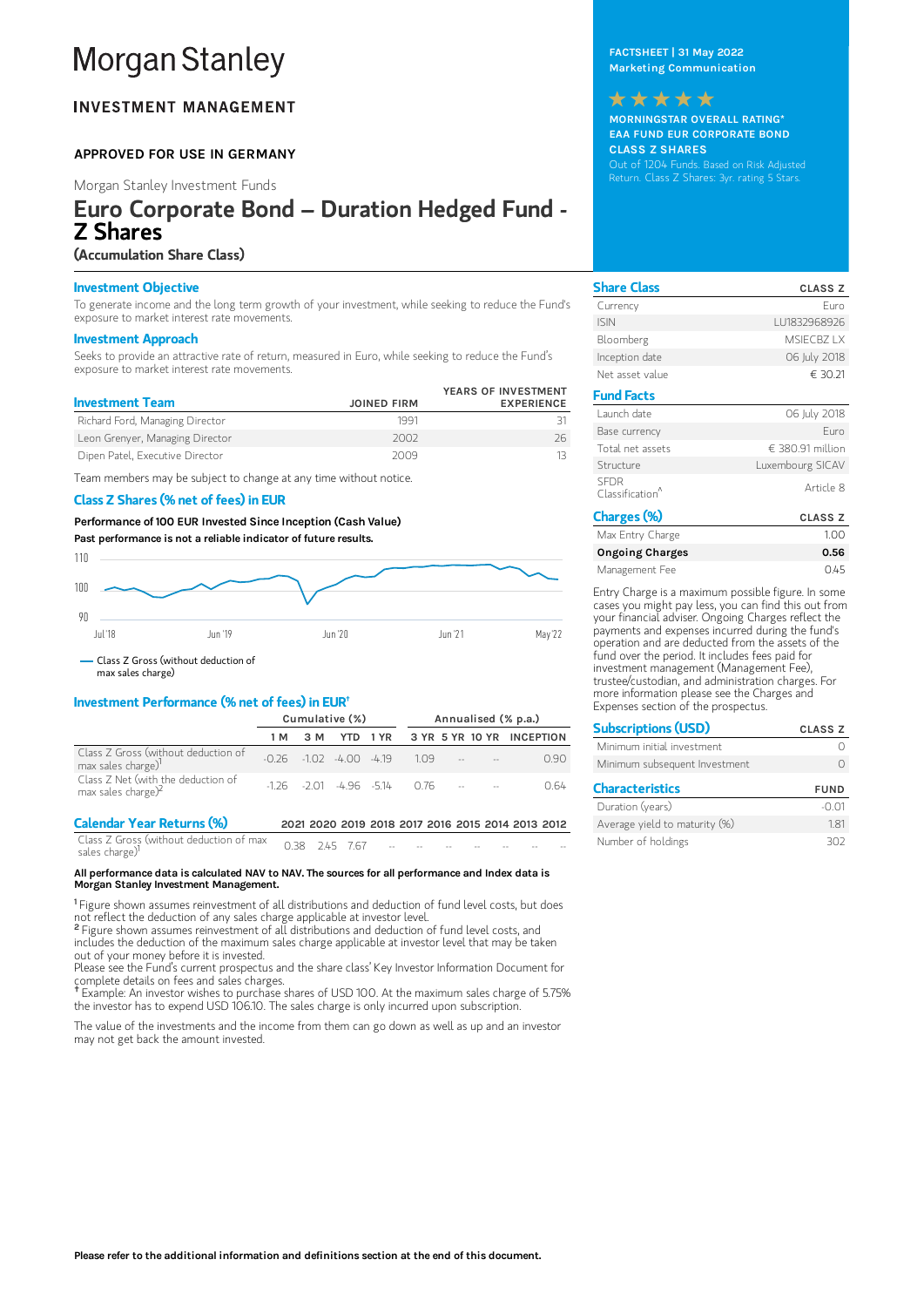# Morgan Stanley

## INVESTMENT MANAGEMENT

**APPROVED FOR USE IN GERMANY**

Morgan Stanley Investment Funds

# Euro Corporate Bond – Duration Hedged Fund - Z Shares

**(Accumulation Share Class)**

**FACTSHEET | 31 May 2022**
**Marketing Communication**

★★★★★

**MORNINGSTAR OVERALL RATING***
**EAA FUND EUR CORPORATE BOND**
**CLASS Z SHARES**
Out of 1204 Funds. Based on Risk Adjusted Return. Class Z Shares: 3yr. rating 5 Stars.

### Investment Objective

To generate income and the long term growth of your investment, while seeking to reduce the Fund's exposure to market interest rate movements.

### Investment Approach

Seeks to provide an attractive rate of return, measured in Euro, while seeking to reduce the Fund's exposure to market interest rate movements.

| Investment Team | JOINED FIRM | YEARS OF INVESTMENT EXPERIENCE |
|---|---|---|
| Richard Ford, Managing Director | 1991 | 31 |
| Leon Grenyer, Managing Director | 2002 | 26 |
| Dipen Patel, Executive Director | 2009 | 13 |

Team members may be subject to change at any time without notice.

### Class Z Shares (% net of fees) in EUR

**Performance of 100 EUR Invested Since Inception (Cash Value)**
**Past performance is not a reliable indicator of future results.**

— Class Z Gross (without deduction of max sales charge)

### Investment Performance (% net of fees) in EUR†

| | Cumulative (%) | | | | Annualised (% p.a.) | | | |
|---|---|---|---|---|---|---|---|---|
| | 1 M | 3 M | YTD | 1 YR | 3 YR | 5 YR | 10 YR | INCEPTION |
| Class Z Gross (without deduction of max sales charge)[1] | -0.26 | -1.02 | -4.00 | -4.19 | 1.09 | -- | -- | 0.90 |
| Class Z Net (with the deduction of max sales charge)[2] | -1.26 | -2.01 | -4.96 | -5.14 | 0.76 | -- | -- | 0.64 |

### Calendar Year Returns (%)

| | 2021 | 2020 | 2019 | 2018 | 2017 | 2016 | 2015 | 2014 | 2013 | 2012 |
|---|---|---|---|---|---|---|---|---|---|---|
| Class Z Gross (without deduction of max sales charge)[1] | 0.38 | 2.45 | 7.67 | -- | -- | -- | -- | -- | -- | -- |

**All performance data is calculated NAV to NAV. The sources for all performance and Index data is Morgan Stanley Investment Management.**

[1] Figure shown assumes reinvestment of all distributions and deduction of fund level costs, but does not reflect the deduction of any sales charge applicable at investor level.
[2] Figure shown assumes reinvestment of all distributions and deduction of fund level costs, and includes the deduction of the maximum sales charge applicable at investor level that may be taken out of your money before it is invested.
Please see the Fund's current prospectus and the share class' Key Investor Information Document for complete details on fees and sales charges.
† Example: An investor wishes to purchase shares of USD 100. At the maximum sales charge of 5.75% the investor has to expend USD 106.10. The sales charge is only incurred upon subscription.

The value of the investments and the income from them can go down as well as up and an investor may not get back the amount invested.

| Share Class | CLASS Z |
|---|---|
| Currency | Euro |
| ISIN | LU1832968926 |
| Bloomberg | MSIECBZ LX |
| Inception date | 06 July 2018 |
| Net asset value | € 30.21 |

| Fund Facts | |
|---|---|
| Launch date | 06 July 2018 |
| Base currency | Euro |
| Total net assets | € 380.91 million |
| Structure | Luxembourg SICAV |
| SFDR Classification^ | Article 8 |

| Charges (%) | CLASS Z |
|---|---|
| Max Entry Charge | 1.00 |
| **Ongoing Charges** | **0.56** |
| Management Fee | 0.45 |

Entry Charge is a maximum possible figure. In some cases you might pay less, you can find this out from your financial adviser. Ongoing Charges reflect the payments and expenses incurred during the fund's operation and are deducted from the assets of the fund over the period. It includes fees paid for investment management (Management Fee), trustee/custodian, and administration charges. For more information please see the Charges and Expenses section of the prospectus.

| Subscriptions (USD) | CLASS Z |
|---|---|
| Minimum initial investment | 0 |
| Minimum subsequent Investment | 0 |

| Characteristics | FUND |
|---|---|
| Duration (years) | -0.01 |
| Average yield to maturity (%) | 1.81 |
| Number of holdings | 302 |

**Please refer to the additional information and definitions section at the end of this document.**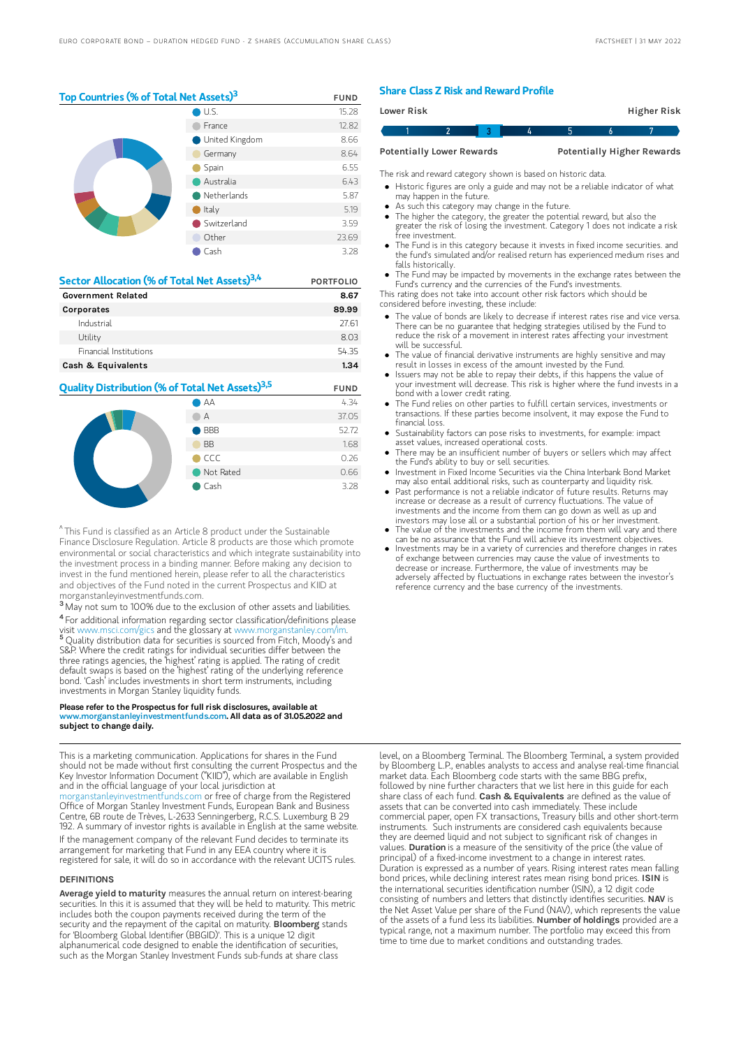## Top Countries (% of Total Net Assets)[3]

| | FUND |
|---|---|
| U.S. | 15.28 |
| France | 12.82 |
| United Kingdom | 8.66 |
| Germany | 8.64 |
| Spain | 6.55 |
| Australia | 6.43 |
| Netherlands | 5.87 |
| Italy | 5.19 |
| Switzerland | 3.59 |
| Other | 23.69 |
| Cash | 3.28 |

## Sector Allocation (% of Total Net Assets)[3,4]

| | PORTFOLIO |
|---|---|
| **Government Related** | **8.67** |
| **Corporates** | **89.99** |
| Industrial | 27.61 |
| Utility | 8.03 |
| Financial Institutions | 54.35 |
| **Cash & Equivalents** | **1.34** |

## Quality Distribution (% of Total Net Assets)[3,5]

| | FUND |
|---|---|
| AA | 4.34 |
| A | 37.05 |
| BBB | 52.72 |
| BB | 1.68 |
| CCC | 0.26 |
| Not Rated | 0.66 |
| Cash | 3.28 |

^ This Fund is classified as an Article 8 product under the Sustainable Finance Disclosure Regulation. Article 8 products are those which promote environmental or social characteristics and which integrate sustainability into the investment process in a binding manner. Before making any decision to invest in the fund mentioned herein, please refer to all the characteristics and objectives of the Fund noted in the current Prospectus and KIID at morganstanleyinvestmentfunds.com.

[3] May not sum to 100% due to the exclusion of other assets and liabilities.

[4] For additional information regarding sector classification/definitions please visit www.msci.com/gics and the glossary at www.morganstanley.com/im.

[5] Quality distribution data for securities is sourced from Fitch, Moody's and S&P. Where the credit ratings for individual securities differ between the three ratings agencies, the 'highest' rating is applied. The rating of credit default swaps is based on the 'highest' rating of the underlying reference bond. 'Cash' includes investments in short term instruments, including investments in Morgan Stanley liquidity funds.

**Please refer to the Prospectus for full risk disclosures, available at www.morganstanleyinvestmentfunds.com. All data as of 31.05.2022 and subject to change daily.**

## Share Class Z Risk and Reward Profile

| Lower Risk | | | | | | Higher Risk |
|---|---|---|---|---|---|---|
| 1 | 2 | **3** | 4 | 5 | 6 | 7 |
| Potentially Lower Rewards | | | | | | Potentially Higher Rewards |

The risk and reward category shown is based on historic data.

- Historic figures are only a guide and may not be a reliable indicator of what may happen in the future.
- As such this category may change in the future.
- The higher the category, the greater the potential reward, but also the greater the risk of losing the investment. Category 1 does not indicate a risk free investment.
- The Fund is in this category because it invests in fixed income securities. and the fund's simulated and/or realised return has experienced medium rises and falls historically.
- The Fund may be impacted by movements in the exchange rates between the Fund's currency and the currencies of the Fund's investments.

This rating does not take into account other risk factors which should be considered before investing, these include:

- The value of bonds are likely to decrease if interest rates rise and vice versa. There can be no guarantee that hedging strategies utilised by the Fund to reduce the risk of a movement in interest rates affecting your investment will be successful.
- The value of financial derivative instruments are highly sensitive and may result in losses in excess of the amount invested by the Fund.
- Issuers may not be able to repay their debts, if this happens the value of your investment will decrease. This risk is higher where the fund invests in a bond with a lower credit rating.
- The Fund relies on other parties to fulfill certain services, investments or transactions. If these parties become insolvent, it may expose the Fund to financial loss.
- Sustainability factors can pose risks to investments, for example: impact asset values, increased operational costs.
- There may be an insufficient number of buyers or sellers which may affect the Fund's ability to buy or sell securities.
- Investment in Fixed Income Securities via the China Interbank Bond Market may also entail additional risks, such as counterparty and liquidity risk.
- Past performance is not a reliable indicator of future results. Returns may increase or decrease as a result of currency fluctuations. The value of investments and the income from them can go down as well as up and investors may lose all or a substantial portion of his or her investment.
- The value of the investments and the income from them will vary and there can be no assurance that the Fund will achieve its investment objectives.
- Investments may be in a variety of currencies and therefore changes in rates of exchange between currencies may cause the value of investments to decrease or increase. Furthermore, the value of investments may be adversely affected by fluctuations in exchange rates between the investor's reference currency and the base currency of the investments.

This is a marketing communication. Applications for shares in the Fund should not be made without first consulting the current Prospectus and the Key Investor Information Document ("KIID"), which are available in English and in the official language of your local jurisdiction at morganstanleyinvestmentfunds.com or free of charge from the Registered Office of Morgan Stanley Investment Funds, European Bank and Business Centre, 6B route de Trèves, L-2633 Senningerberg, R.C.S. Luxemburg B 29 192. A summary of investor rights is available in English at the same website.

If the management company of the relevant Fund decides to terminate its arrangement for marketing that Fund in any EEA country where it is registered for sale, it will do so in accordance with the relevant UCITS rules.

### DEFINITIONS

**Average yield to maturity** measures the annual return on interest-bearing securities. In this it is assumed that they will be held to maturity. This metric includes both the coupon payments received during the term of the security and the repayment of the capital on maturity. **Bloomberg** stands for 'Bloomberg Global Identifier (BBGID)'. This is a unique 12 digit alphanumerical code designed to enable the identification of securities, such as the Morgan Stanley Investment Funds sub-funds at share class level, on a Bloomberg Terminal. The Bloomberg Terminal, a system provided by Bloomberg L.P., enables analysts to access and analyse real-time financial market data. Each Bloomberg code starts with the same BBG prefix, followed by nine further characters that we list here in this guide for each share class of each fund. **Cash & Equivalents** are defined as the value of assets that can be converted into cash immediately. These include commercial paper, open FX transactions, Treasury bills and other short-term instruments. Such instruments are considered cash equivalents because they are deemed liquid and not subject to significant risk of changes in values. **Duration** is a measure of the sensitivity of the price (the value of principal) of a fixed-income investment to a change in interest rates. Duration is expressed as a number of years. Rising interest rates mean falling bond prices, while declining interest rates mean rising bond prices. **ISIN** is the international securities identification number (ISIN), a 12 digit code consisting of numbers and letters that distinctly identifies securities. **NAV** is the Net Asset Value per share of the Fund (NAV), which represents the value of the assets of a fund less its liabilities. **Number of holdings** provided are a typical range, not a maximum number. The portfolio may exceed this from time to time due to market conditions and outstanding trades.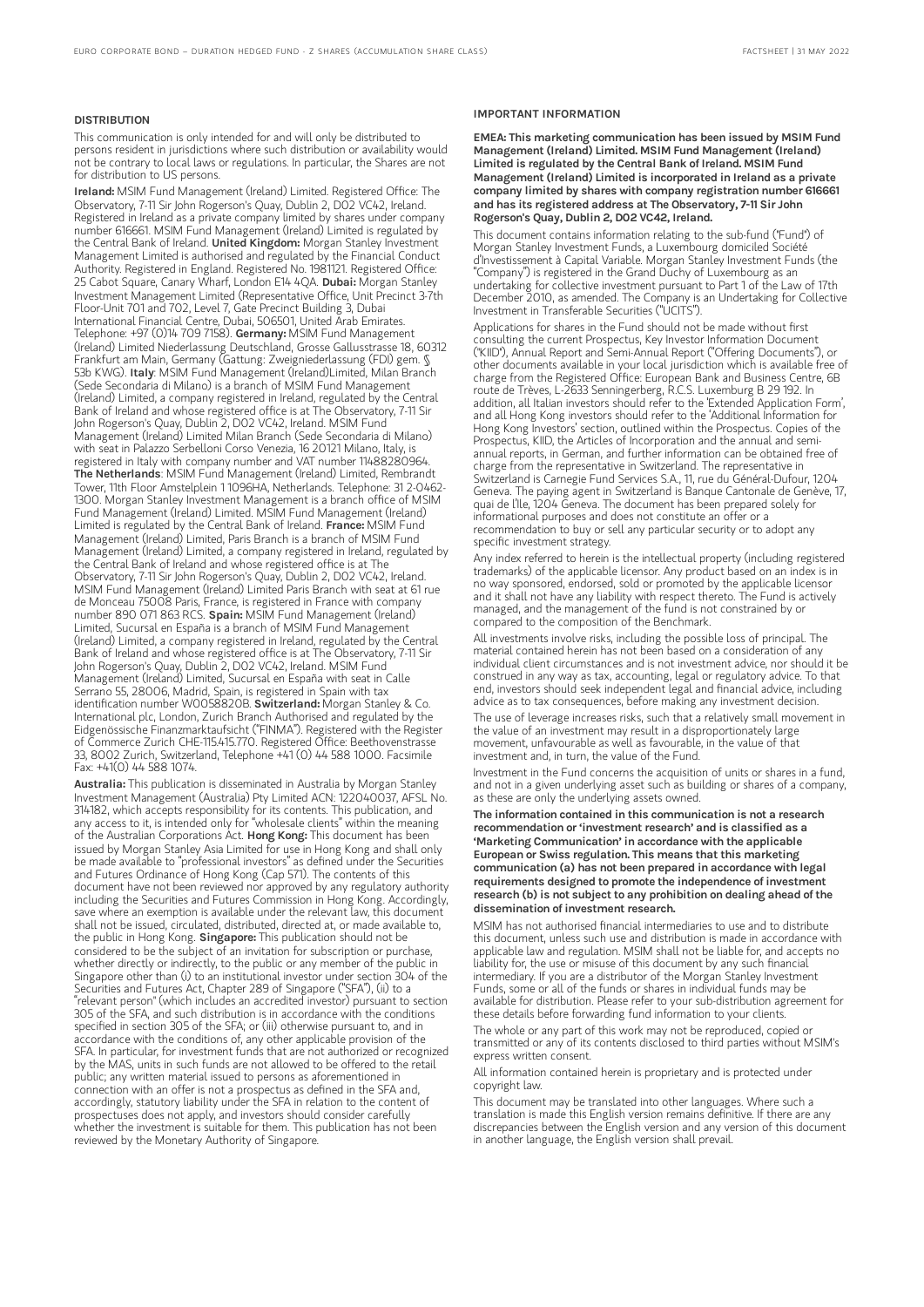## DISTRIBUTION

This communication is only intended for and will only be distributed to persons resident in jurisdictions where such distribution or availability would not be contrary to local laws or regulations. In particular, the Shares are not for distribution to US persons.

**Ireland:** MSIM Fund Management (Ireland) Limited. Registered Office: The Observatory, 7-11 Sir John Rogerson's Quay, Dublin 2, D02 VC42, Ireland. Registered in Ireland as a private company limited by shares under company number 616661. MSIM Fund Management (Ireland) Limited is regulated by the Central Bank of Ireland. **United Kingdom:** Morgan Stanley Investment Management Limited is authorised and regulated by the Financial Conduct Authority. Registered in England. Registered No. 1981121. Registered Office: 25 Cabot Square, Canary Wharf, London E14 4QA. **Dubai:** Morgan Stanley Investment Management Limited (Representative Office, Unit Precinct 3-7th Floor-Unit 701 and 702, Level 7, Gate Precinct Building 3, Dubai International Financial Centre, Dubai, 506501, United Arab Emirates. Telephone: +97 (0)14 709 7158). **Germany:** MSIM Fund Management (Ireland) Limited Niederlassung Deutschland, Grosse Gallusstrasse 18, 60312 Frankfurt am Main, Germany (Gattung: Zweigniederlassung (FDI) gem. § 53b KWG). **Italy**: MSIM Fund Management (Ireland)Limited, Milan Branch (Sede Secondaria di Milano) is a branch of MSIM Fund Management (Ireland) Limited, a company registered in Ireland, regulated by the Central Bank of Ireland and whose registered office is at The Observatory, 7-11 Sir John Rogerson's Quay, Dublin 2, D02 VC42, Ireland. MSIM Fund Management (Ireland) Limited Milan Branch (Sede Secondaria di Milano) with seat in Palazzo Serbelloni Corso Venezia, 16 20121 Milano, Italy, is registered in Italy with company number and VAT number 11488280964. **The Netherlands**: MSIM Fund Management (Ireland) Limited, Rembrandt Tower, 11th Floor Amstelplein 1 1096HA, Netherlands. Telephone: 31 2-0462-1300. Morgan Stanley Investment Management is a branch office of MSIM Fund Management (Ireland) Limited. MSIM Fund Management (Ireland) Limited is regulated by the Central Bank of Ireland. **France:** MSIM Fund Management (Ireland) Limited, Paris Branch is a branch of MSIM Fund Management (Ireland) Limited, a company registered in Ireland, regulated by the Central Bank of Ireland and whose registered office is at The Observatory, 7-11 Sir John Rogerson's Quay, Dublin 2, D02 VC42, Ireland. MSIM Fund Management (Ireland) Limited Paris Branch with seat at 61 rue de Monceau 75008 Paris, France, is registered in France with company number 890 071 863 RCS. **Spain:** MSIM Fund Management (Ireland) Limited, Sucursal en España is a branch of MSIM Fund Management (Ireland) Limited, a company registered in Ireland, regulated by the Central Bank of Ireland and whose registered office is at The Observatory, 7-11 Sir John Rogerson's Quay, Dublin 2, D02 VC42, Ireland. MSIM Fund Management (Ireland) Limited, Sucursal en España with seat in Calle Serrano 55, 28006, Madrid, Spain, is registered in Spain with tax identification number W0058820B. **Switzerland:** Morgan Stanley & Co. International plc, London, Zurich Branch Authorised and regulated by the Eidgenössische Finanzmarktaufsicht ("FINMA"). Registered with the Register of Commerce Zurich CHE-115.415.770. Registered Office: Beethovenstrasse 33, 8002 Zurich, Switzerland, Telephone +41 (0) 44 588 1000. Facsimile Fax: +41(0) 44 588 1074.

**Australia:** This publication is disseminated in Australia by Morgan Stanley Investment Management (Australia) Pty Limited ACN: 122040037, AFSL No. 314182, which accepts responsibility for its contents. This publication, and any access to it, is intended only for "wholesale clients" within the meaning of the Australian Corporations Act. **Hong Kong:** This document has been issued by Morgan Stanley Asia Limited for use in Hong Kong and shall only be made available to "professional investors" as defined under the Securities and Futures Ordinance of Hong Kong (Cap 571). The contents of this document have not been reviewed nor approved by any regulatory authority including the Securities and Futures Commission in Hong Kong. Accordingly, save where an exemption is available under the relevant law, this document shall not be issued, circulated, distributed, directed at, or made available to, the public in Hong Kong. **Singapore:** This publication should not be considered to be the subject of an invitation for subscription or purchase, whether directly or indirectly, to the public or any member of the public in Singapore other than (i) to an institutional investor under section 304 of the Securities and Futures Act, Chapter 289 of Singapore ("SFA"), (ii) to a "relevant person" (which includes an accredited investor) pursuant to section 305 of the SFA, and such distribution is in accordance with the conditions specified in section 305 of the SFA; or (iii) otherwise pursuant to, and in accordance with the conditions of, any other applicable provision of the SFA. In particular, for investment funds that are not authorized or recognized by the MAS, units in such funds are not allowed to be offered to the retail public; any written material issued to persons as aforementioned in connection with an offer is not a prospectus as defined in the SFA and, accordingly, statutory liability under the SFA in relation to the content of prospectuses does not apply, and investors should consider carefully whether the investment is suitable for them. This publication has not been reviewed by the Monetary Authority of Singapore.

## IMPORTANT INFORMATION

**EMEA: This marketing communication has been issued by MSIM Fund Management (Ireland) Limited. MSIM Fund Management (Ireland) Limited is regulated by the Central Bank of Ireland. MSIM Fund Management (Ireland) Limited is incorporated in Ireland as a private company limited by shares with company registration number 616661 and has its registered address at The Observatory, 7-11 Sir John Rogerson's Quay, Dublin 2, D02 VC42, Ireland.**

This document contains information relating to the sub-fund ("Fund") of Morgan Stanley Investment Funds, a Luxembourg domiciled Société d'Investissement à Capital Variable. Morgan Stanley Investment Funds (the "Company") is registered in the Grand Duchy of Luxembourg as an undertaking for collective investment pursuant to Part 1 of the Law of 17th December 2010, as amended. The Company is an Undertaking for Collective Investment in Transferable Securities ("UCITS").

Applications for shares in the Fund should not be made without first consulting the current Prospectus, Key Investor Information Document ("KIID"), Annual Report and Semi-Annual Report ("Offering Documents"), or other documents available in your local jurisdiction which is available free of charge from the Registered Office: European Bank and Business Centre, 6B route de Trèves, L-2633 Senningerberg, R.C.S. Luxemburg B 29 192. In addition, all Italian investors should refer to the 'Extended Application Form', and all Hong Kong investors should refer to the 'Additional Information for Hong Kong Investors' section, outlined within the Prospectus. Copies of the Prospectus, KIID, the Articles of Incorporation and the annual and semi-annual reports, in German, and further information can be obtained free of charge from the representative in Switzerland. The representative in Switzerland is Carnegie Fund Services S.A., 11, rue du Général-Dufour, 1204 Geneva. The paying agent in Switzerland is Banque Cantonale de Genève, 17, quai de l'Ile, 1204 Geneva. The document has been prepared solely for informational purposes and does not constitute an offer or a recommendation to buy or sell any particular security or to adopt any specific investment strategy.

Any index referred to herein is the intellectual property (including registered trademarks) of the applicable licensor. Any product based on an index is in no way sponsored, endorsed, sold or promoted by the applicable licensor and it shall not have any liability with respect thereto. The Fund is actively managed, and the management of the fund is not constrained by or compared to the composition of the Benchmark.

All investments involve risks, including the possible loss of principal. The material contained herein has not been based on a consideration of any individual client circumstances and is not investment advice, nor should it be construed in any way as tax, accounting, legal or regulatory advice. To that end, investors should seek independent legal and financial advice, including advice as to tax consequences, before making any investment decision.

The use of leverage increases risks, such that a relatively small movement in the value of an investment may result in a disproportionately large movement, unfavourable as well as favourable, in the value of that investment and, in turn, the value of the Fund.

Investment in the Fund concerns the acquisition of units or shares in a fund, and not in a given underlying asset such as building or shares of a company, as these are only the underlying assets owned.

**The information contained in this communication is not a research recommendation or 'investment research' and is classified as a 'Marketing Communication' in accordance with the applicable European or Swiss regulation. This means that this marketing communication (a) has not been prepared in accordance with legal requirements designed to promote the independence of investment research (b) is not subject to any prohibition on dealing ahead of the dissemination of investment research.**

MSIM has not authorised financial intermediaries to use and to distribute this document, unless such use and distribution is made in accordance with applicable law and regulation. MSIM shall not be liable for, and accepts no liability for, the use or misuse of this document by any such financial intermediary. If you are a distributor of the Morgan Stanley Investment Funds, some or all of the funds or shares in individual funds may be available for distribution. Please refer to your sub-distribution agreement for these details before forwarding fund information to your clients.

The whole or any part of this work may not be reproduced, copied or transmitted or any of its contents disclosed to third parties without MSIM's express written consent.

All information contained herein is proprietary and is protected under copyright law.

This document may be translated into other languages. Where such a translation is made this English version remains definitive. If there are any discrepancies between the English version and any version of this document in another language, the English version shall prevail.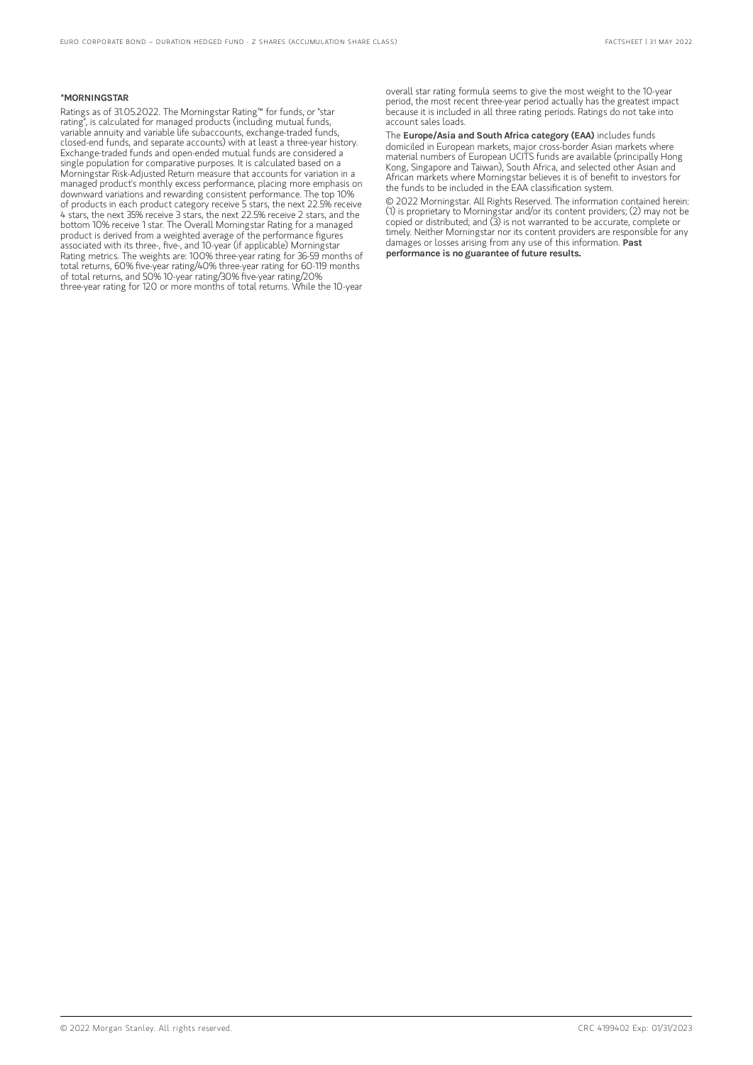### *MORNINGSTAR

Ratings as of 31.05.2022. The Morningstar Rating™ for funds, or "star rating", is calculated for managed products (including mutual funds, variable annuity and variable life subaccounts, exchange-traded funds, closed-end funds, and separate accounts) with at least a three-year history. Exchange-traded funds and open-ended mutual funds are considered a single population for comparative purposes. It is calculated based on a Morningstar Risk-Adjusted Return measure that accounts for variation in a managed product's monthly excess performance, placing more emphasis on downward variations and rewarding consistent performance. The top 10% of products in each product category receive 5 stars, the next 22.5% receive 4 stars, the next 35% receive 3 stars, the next 22.5% receive 2 stars, and the bottom 10% receive 1 star. The Overall Morningstar Rating for a managed product is derived from a weighted average of the performance figures associated with its three-, five-, and 10-year (if applicable) Morningstar Rating metrics. The weights are: 100% three-year rating for 36-59 months of total returns, 60% five-year rating/40% three-year rating for 60-119 months of total returns, and 50% 10-year rating/30% five-year rating/20% three-year rating for 120 or more months of total returns. While the 10-year overall star rating formula seems to give the most weight to the 10-year period, the most recent three-year period actually has the greatest impact because it is included in all three rating periods. Ratings do not take into account sales loads.

The **Europe/Asia and South Africa category (EAA)** includes funds domiciled in European markets, major cross-border Asian markets where material numbers of European UCITS funds are available (principally Hong Kong, Singapore and Taiwan), South Africa, and selected other Asian and African markets where Morningstar believes it is of benefit to investors for the funds to be included in the EAA classification system.

© 2022 Morningstar. All Rights Reserved. The information contained herein: (1) is proprietary to Morningstar and/or its content providers; (2) may not be copied or distributed; and (3) is not warranted to be accurate, complete or timely. Neither Morningstar nor its content providers are responsible for any damages or losses arising from any use of this information. **Past performance is no guarantee of future results.**

© 2022 Morgan Stanley. All rights reserved.

CRC 4199402 Exp: 01/31/2023